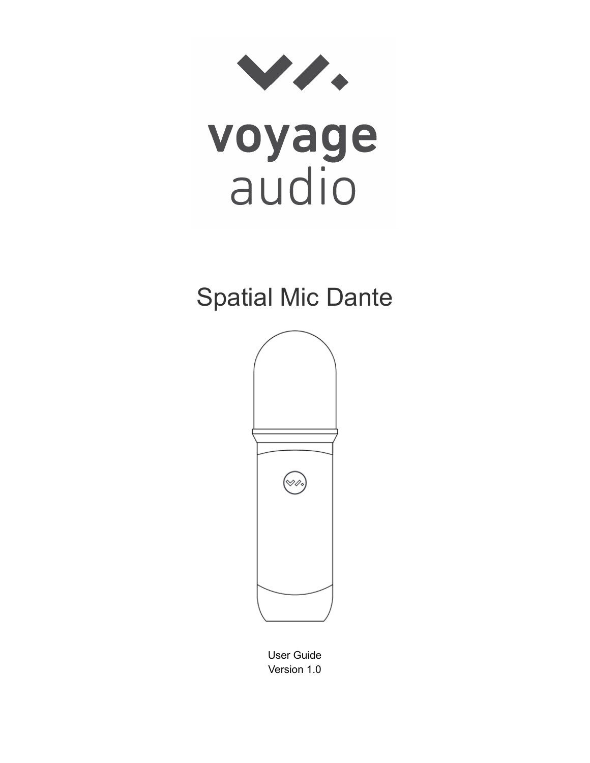voyage
audio

# Spatial Mic Dante

User Guide
Version 1.0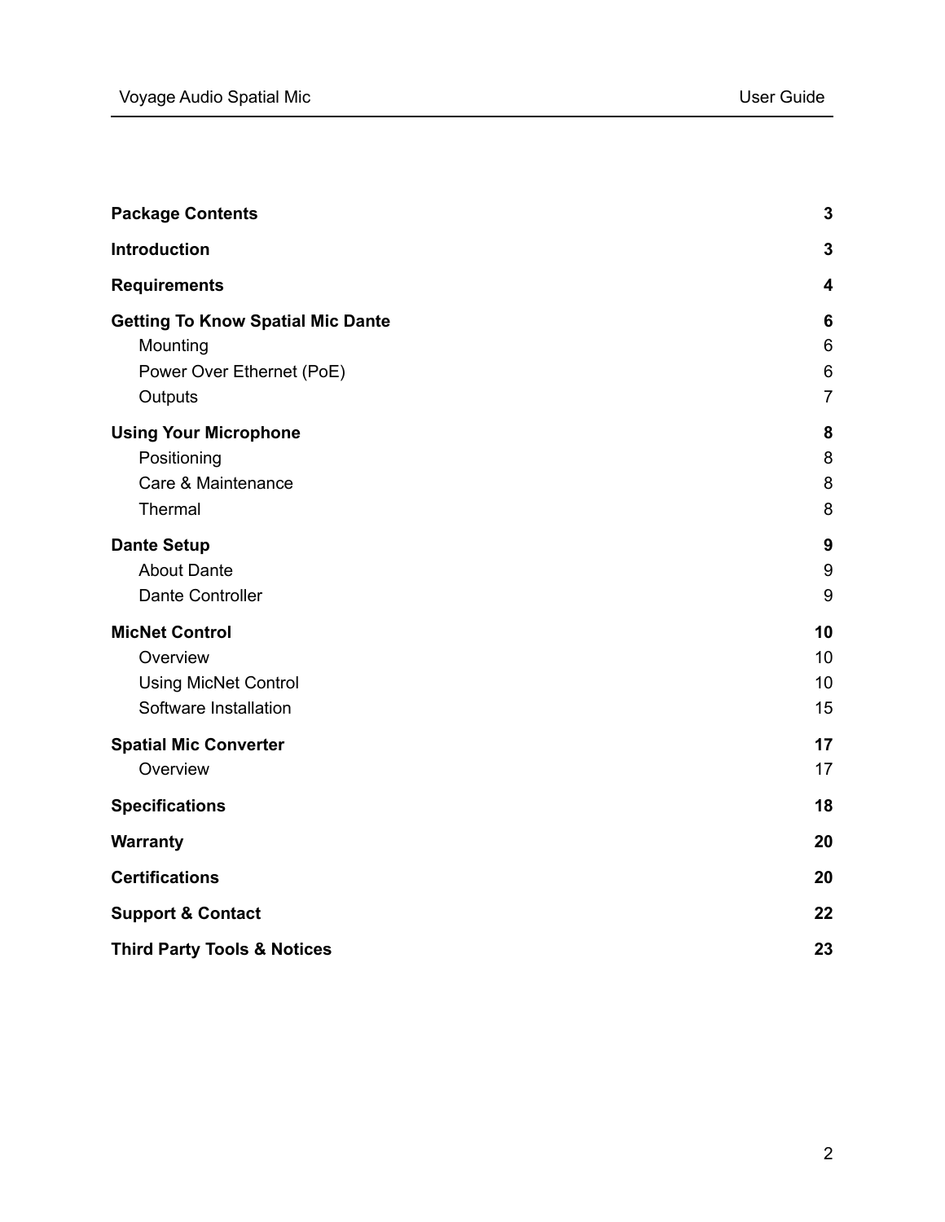| | |
|---|---|
| **Package Contents** | **3** |
| **Introduction** | **3** |
| **Requirements** | **4** |
| **Getting To Know Spatial Mic Dante** | **6** |
| Mounting | 6 |
| Power Over Ethernet (PoE) | 6 |
| Outputs | 7 |
| **Using Your Microphone** | **8** |
| Positioning | 8 |
| Care & Maintenance | 8 |
| Thermal | 8 |
| **Dante Setup** | **9** |
| About Dante | 9 |
| Dante Controller | 9 |
| **MicNet Control** | **10** |
| Overview | 10 |
| Using MicNet Control | 10 |
| Software Installation | 15 |
| **Spatial Mic Converter** | **17** |
| Overview | 17 |
| **Specifications** | **18** |
| **Warranty** | **20** |
| **Certifications** | **20** |
| **Support & Contact** | **22** |
| **Third Party Tools & Notices** | **23** |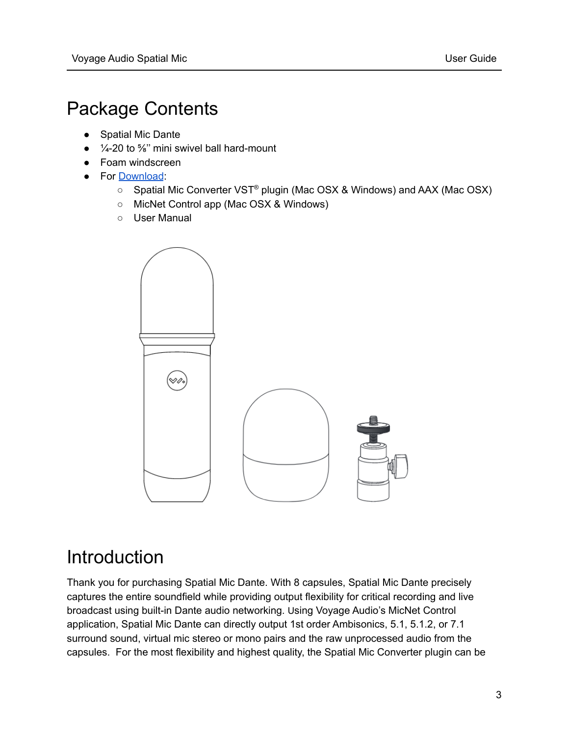# Package Contents

- Spatial Mic Dante
- ¼-20 to ⅝'' mini swivel ball hard-mount
- Foam windscreen
- For Download:
  - Spatial Mic Converter VST® plugin (Mac OSX & Windows) and AAX (Mac OSX)
  - MicNet Control app (Mac OSX & Windows)
  - User Manual

# Introduction

Thank you for purchasing Spatial Mic Dante. With 8 capsules, Spatial Mic Dante precisely captures the entire soundfield while providing output flexibility for critical recording and live broadcast using built-in Dante audio networking. Using Voyage Audio's MicNet Control application, Spatial Mic Dante can directly output 1st order Ambisonics, 5.1, 5.1.2, or 7.1 surround sound, virtual mic stereo or mono pairs and the raw unprocessed audio from the capsules. For the most flexibility and highest quality, the Spatial Mic Converter plugin can be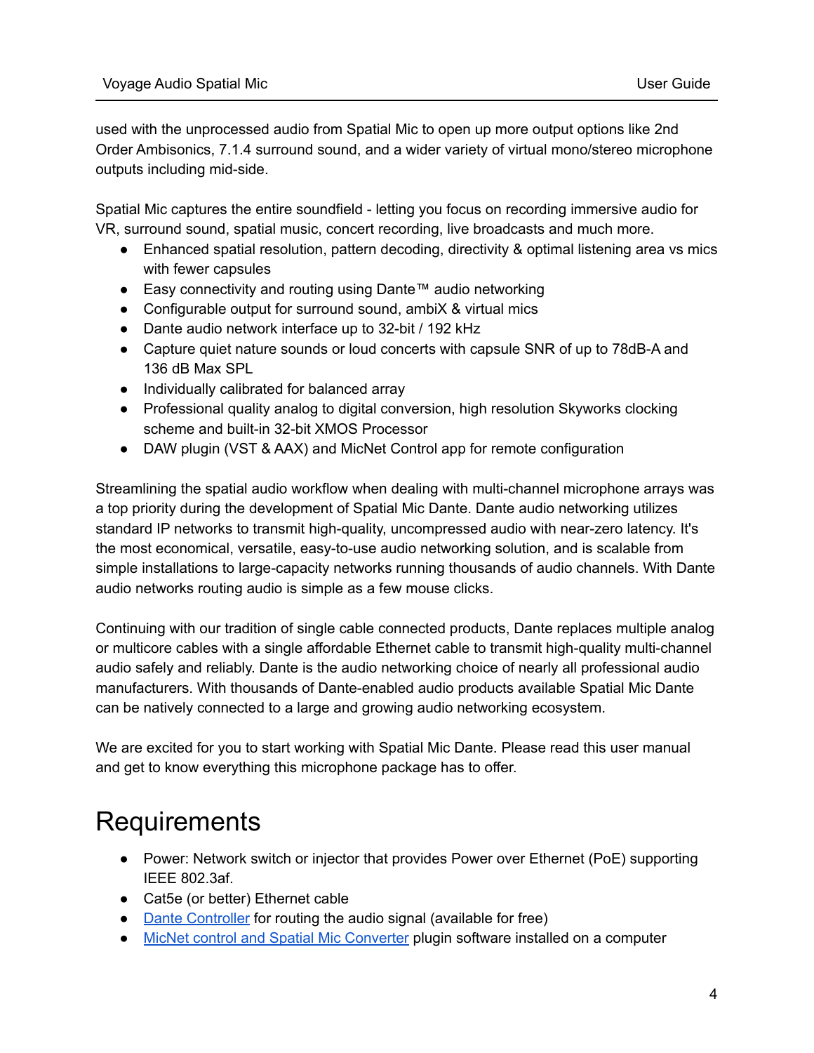used with the unprocessed audio from Spatial Mic to open up more output options like 2nd Order Ambisonics, 7.1.4 surround sound, and a wider variety of virtual mono/stereo microphone outputs including mid-side.

Spatial Mic captures the entire soundfield - letting you focus on recording immersive audio for VR, surround sound, spatial music, concert recording, live broadcasts and much more.

- Enhanced spatial resolution, pattern decoding, directivity & optimal listening area vs mics with fewer capsules
- Easy connectivity and routing using Dante™ audio networking
- Configurable output for surround sound, ambiX & virtual mics
- Dante audio network interface up to 32-bit / 192 kHz
- Capture quiet nature sounds or loud concerts with capsule SNR of up to 78dB-A and 136 dB Max SPL
- Individually calibrated for balanced array
- Professional quality analog to digital conversion, high resolution Skyworks clocking scheme and built-in 32-bit XMOS Processor
- DAW plugin (VST & AAX) and MicNet Control app for remote configuration

Streamlining the spatial audio workflow when dealing with multi-channel microphone arrays was a top priority during the development of Spatial Mic Dante. Dante audio networking utilizes standard IP networks to transmit high-quality, uncompressed audio with near-zero latency. It's the most economical, versatile, easy-to-use audio networking solution, and is scalable from simple installations to large-capacity networks running thousands of audio channels. With Dante audio networks routing audio is simple as a few mouse clicks.

Continuing with our tradition of single cable connected products, Dante replaces multiple analog or multicore cables with a single affordable Ethernet cable to transmit high-quality multi-channel audio safely and reliably. Dante is the audio networking choice of nearly all professional audio manufacturers. With thousands of Dante-enabled audio products available Spatial Mic Dante can be natively connected to a large and growing audio networking ecosystem.

We are excited for you to start working with Spatial Mic Dante. Please read this user manual and get to know everything this microphone package has to offer.

# Requirements

- Power: Network switch or injector that provides Power over Ethernet (PoE) supporting IEEE 802.3af.
- Cat5e (or better) Ethernet cable
- Dante Controller for routing the audio signal (available for free)
- MicNet control and Spatial Mic Converter plugin software installed on a computer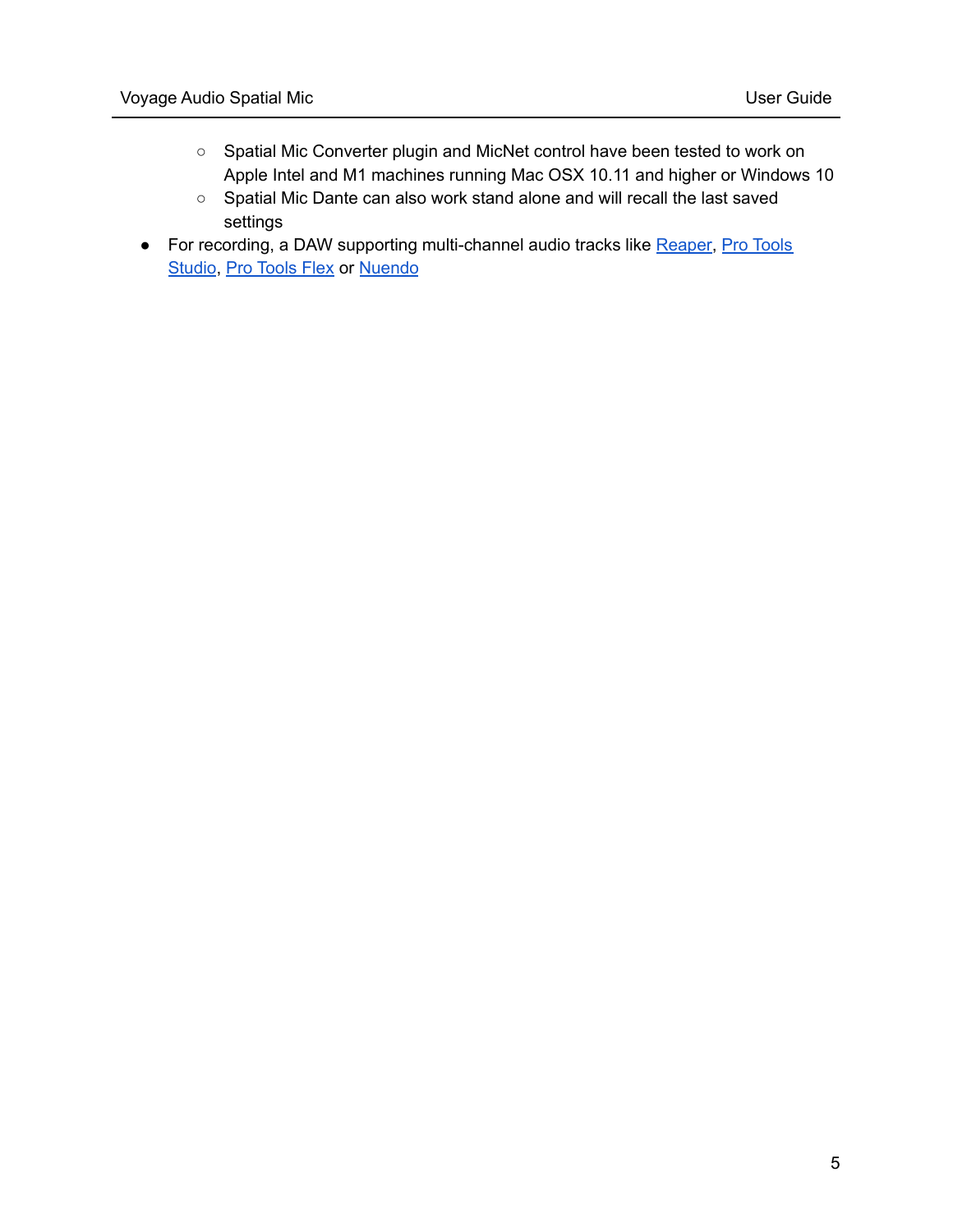- Spatial Mic Converter plugin and MicNet control have been tested to work on Apple Intel and M1 machines running Mac OSX 10.11 and higher or Windows 10
    - Spatial Mic Dante can also work stand alone and will recall the last saved settings
- For recording, a DAW supporting multi-channel audio tracks like Reaper, Pro Tools Studio, Pro Tools Flex or Nuendo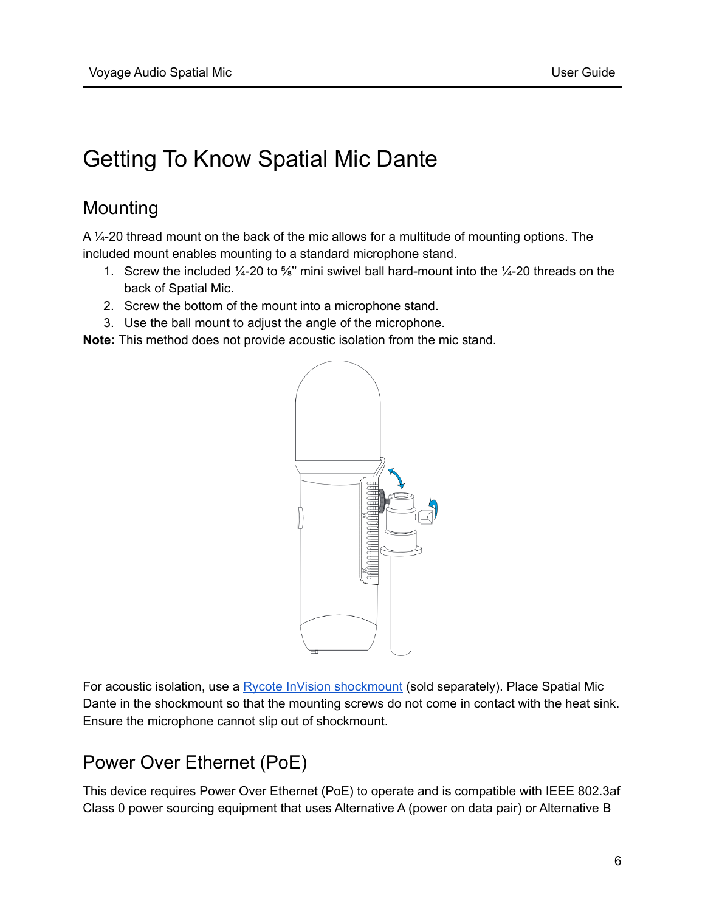# Getting To Know Spatial Mic Dante

## Mounting

A ¼-20 thread mount on the back of the mic allows for a multitude of mounting options. The included mount enables mounting to a standard microphone stand.

1. Screw the included ¼-20 to ⅝'' mini swivel ball hard-mount into the ¼-20 threads on the back of Spatial Mic.
2. Screw the bottom of the mount into a microphone stand.
3. Use the ball mount to adjust the angle of the microphone.

**Note:** This method does not provide acoustic isolation from the mic stand.

For acoustic isolation, use a [Rycote InVision shockmount] (sold separately). Place Spatial Mic Dante in the shockmount so that the mounting screws do not come in contact with the heat sink. Ensure the microphone cannot slip out of shockmount.

## Power Over Ethernet (PoE)

This device requires Power Over Ethernet (PoE) to operate and is compatible with IEEE 802.3af Class 0 power sourcing equipment that uses Alternative A (power on data pair) or Alternative B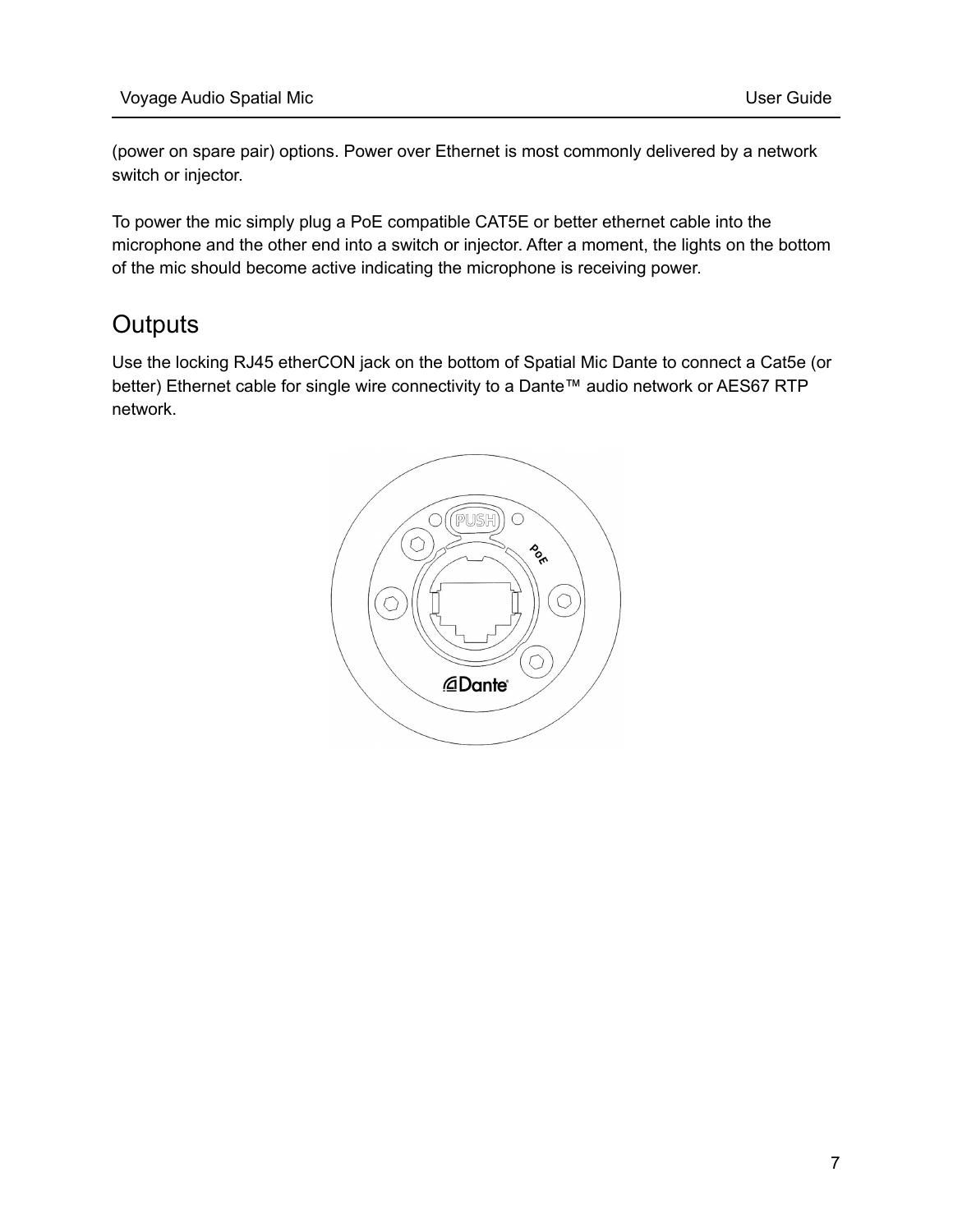(power on spare pair) options. Power over Ethernet is most commonly delivered by a network switch or injector.

To power the mic simply plug a PoE compatible CAT5E or better ethernet cable into the microphone and the other end into a switch or injector. After a moment, the lights on the bottom of the mic should become active indicating the microphone is receiving power.

## Outputs

Use the locking RJ45 etherCON jack on the bottom of Spatial Mic Dante to connect a Cat5e (or better) Ethernet cable for single wire connectivity to a Dante™ audio network or AES67 RTP network.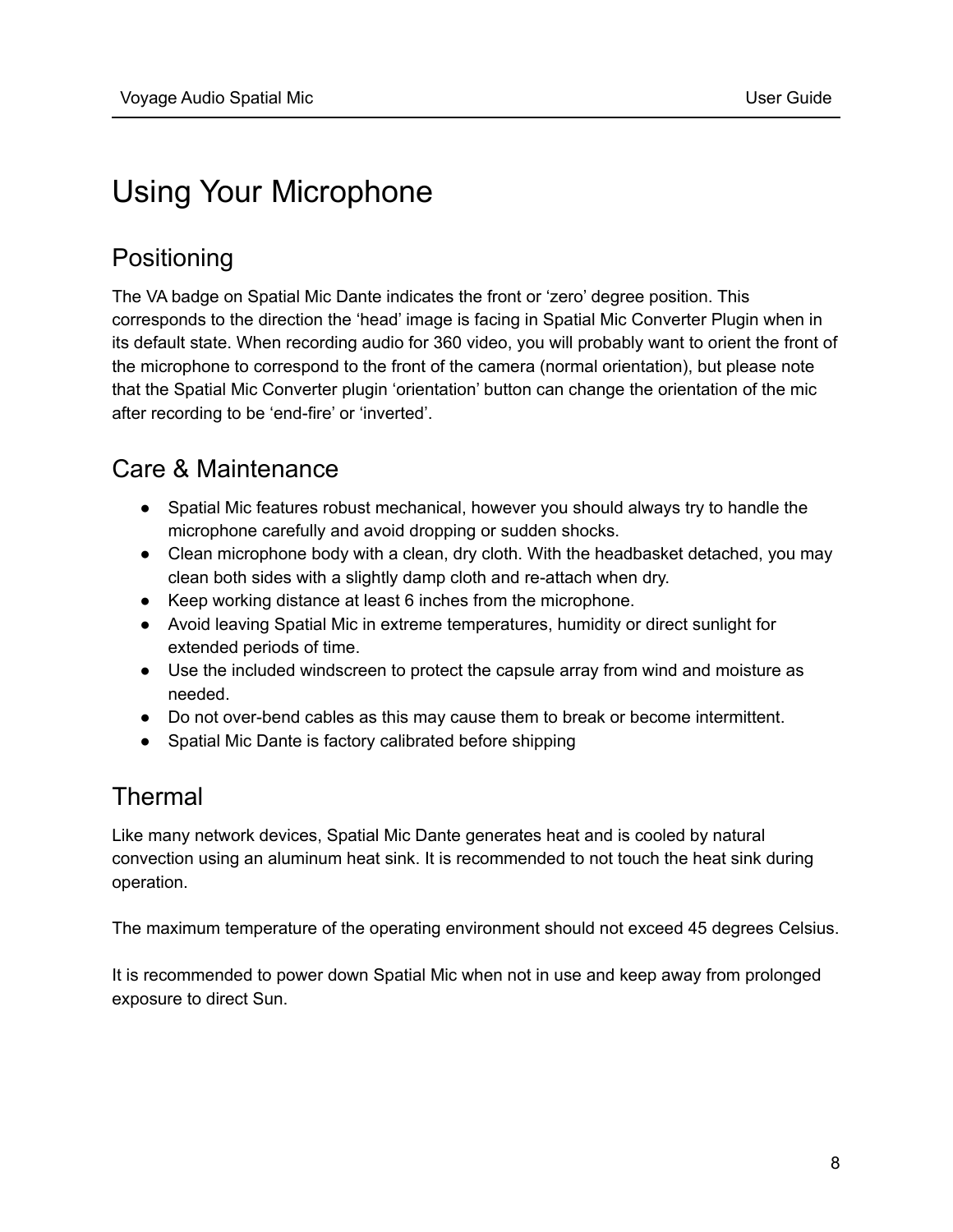# Using Your Microphone

## Positioning

The VA badge on Spatial Mic Dante indicates the front or ‘zero’ degree position. This corresponds to the direction the ‘head’ image is facing in Spatial Mic Converter Plugin when in its default state. When recording audio for 360 video, you will probably want to orient the front of the microphone to correspond to the front of the camera (normal orientation), but please note that the Spatial Mic Converter plugin ‘orientation’ button can change the orientation of the mic after recording to be ‘end-fire’ or ‘inverted’.

## Care & Maintenance

- Spatial Mic features robust mechanical, however you should always try to handle the microphone carefully and avoid dropping or sudden shocks.
- Clean microphone body with a clean, dry cloth. With the headbasket detached, you may clean both sides with a slightly damp cloth and re-attach when dry.
- Keep working distance at least 6 inches from the microphone.
- Avoid leaving Spatial Mic in extreme temperatures, humidity or direct sunlight for extended periods of time.
- Use the included windscreen to protect the capsule array from wind and moisture as needed.
- Do not over-bend cables as this may cause them to break or become intermittent.
- Spatial Mic Dante is factory calibrated before shipping

## Thermal

Like many network devices, Spatial Mic Dante generates heat and is cooled by natural convection using an aluminum heat sink. It is recommended to not touch the heat sink during operation.

The maximum temperature of the operating environment should not exceed 45 degrees Celsius.

It is recommended to power down Spatial Mic when not in use and keep away from prolonged exposure to direct Sun.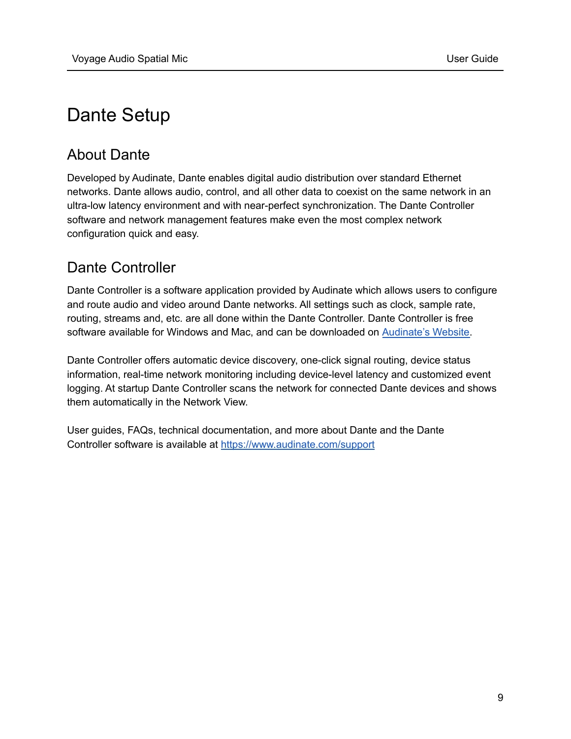# Dante Setup

## About Dante

Developed by Audinate, Dante enables digital audio distribution over standard Ethernet networks. Dante allows audio, control, and all other data to coexist on the same network in an ultra-low latency environment and with near-perfect synchronization. The Dante Controller software and network management features make even the most complex network configuration quick and easy.

## Dante Controller

Dante Controller is a software application provided by Audinate which allows users to configure and route audio and video around Dante networks. All settings such as clock, sample rate, routing, streams and, etc. are all done within the Dante Controller. Dante Controller is free software available for Windows and Mac, and can be downloaded on [Audinate's Website](https://www.audinate.com).

Dante Controller offers automatic device discovery, one-click signal routing, device status information, real-time network monitoring including device-level latency and customized event logging. At startup Dante Controller scans the network for connected Dante devices and shows them automatically in the Network View.

User guides, FAQs, technical documentation, and more about Dante and the Dante Controller software is available at [https://www.audinate.com/support](https://www.audinate.com/support)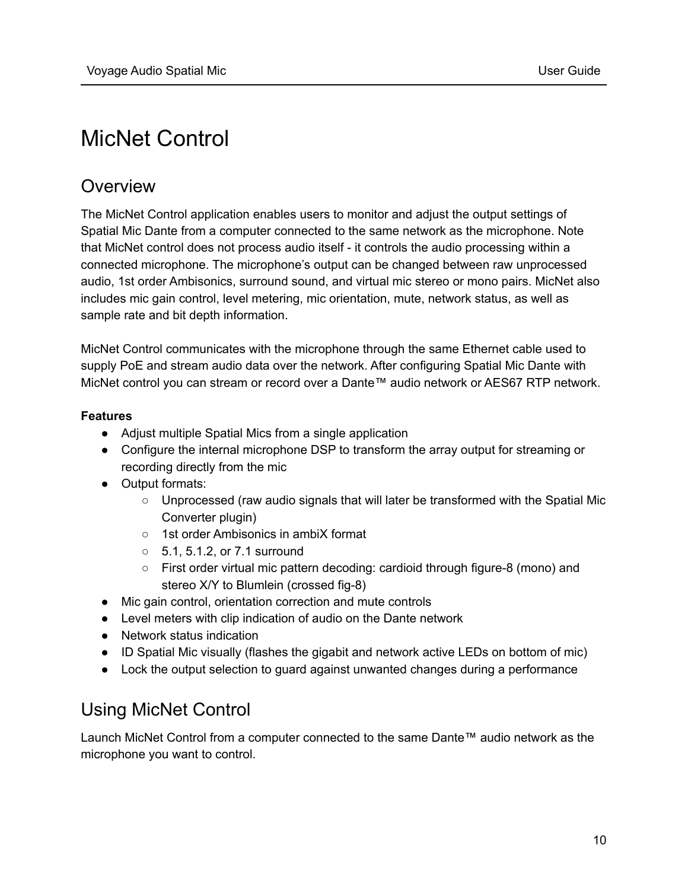# MicNet Control

## Overview

The MicNet Control application enables users to monitor and adjust the output settings of Spatial Mic Dante from a computer connected to the same network as the microphone. Note that MicNet control does not process audio itself - it controls the audio processing within a connected microphone. The microphone's output can be changed between raw unprocessed audio, 1st order Ambisonics, surround sound, and virtual mic stereo or mono pairs. MicNet also includes mic gain control, level metering, mic orientation, mute, network status, as well as sample rate and bit depth information.

MicNet Control communicates with the microphone through the same Ethernet cable used to supply PoE and stream audio data over the network. After configuring Spatial Mic Dante with MicNet control you can stream or record over a Dante™ audio network or AES67 RTP network.

**Features**

- Adjust multiple Spatial Mics from a single application
- Configure the internal microphone DSP to transform the array output for streaming or recording directly from the mic
- Output formats:
  - Unprocessed (raw audio signals that will later be transformed with the Spatial Mic Converter plugin)
  - 1st order Ambisonics in ambiX format
  - 5.1, 5.1.2, or 7.1 surround
  - First order virtual mic pattern decoding: cardioid through figure-8 (mono) and stereo X/Y to Blumlein (crossed fig-8)
- Mic gain control, orientation correction and mute controls
- Level meters with clip indication of audio on the Dante network
- Network status indication
- ID Spatial Mic visually (flashes the gigabit and network active LEDs on bottom of mic)
- Lock the output selection to guard against unwanted changes during a performance

## Using MicNet Control

Launch MicNet Control from a computer connected to the same Dante™ audio network as the microphone you want to control.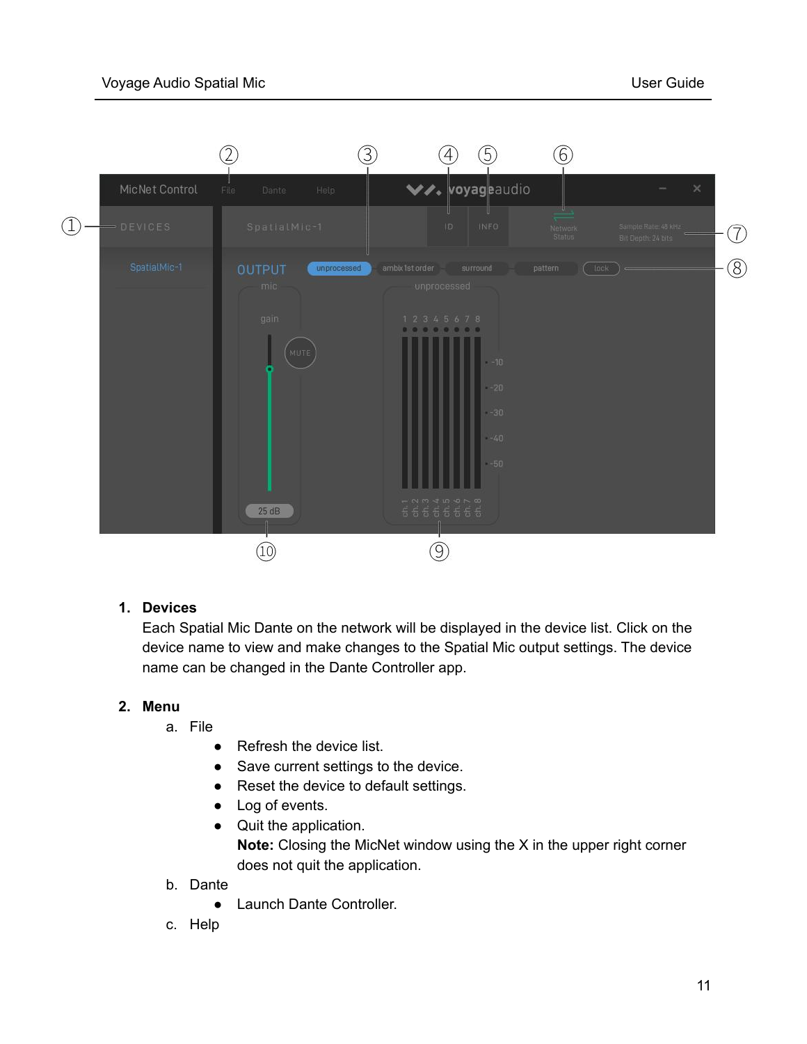1. **Devices**
   Each Spatial Mic Dante on the network will be displayed in the device list. Click on the device name to view and make changes to the Spatial Mic output settings. The device name can be changed in the Dante Controller app.

2. **Menu**
   a. File
      - Refresh the device list.
      - Save current settings to the device.
      - Reset the device to default settings.
      - Log of events.
      - Quit the application.
        **Note:** Closing the MicNet window using the X in the upper right corner does not quit the application.

   b. Dante
      - Launch Dante Controller.

   c. Help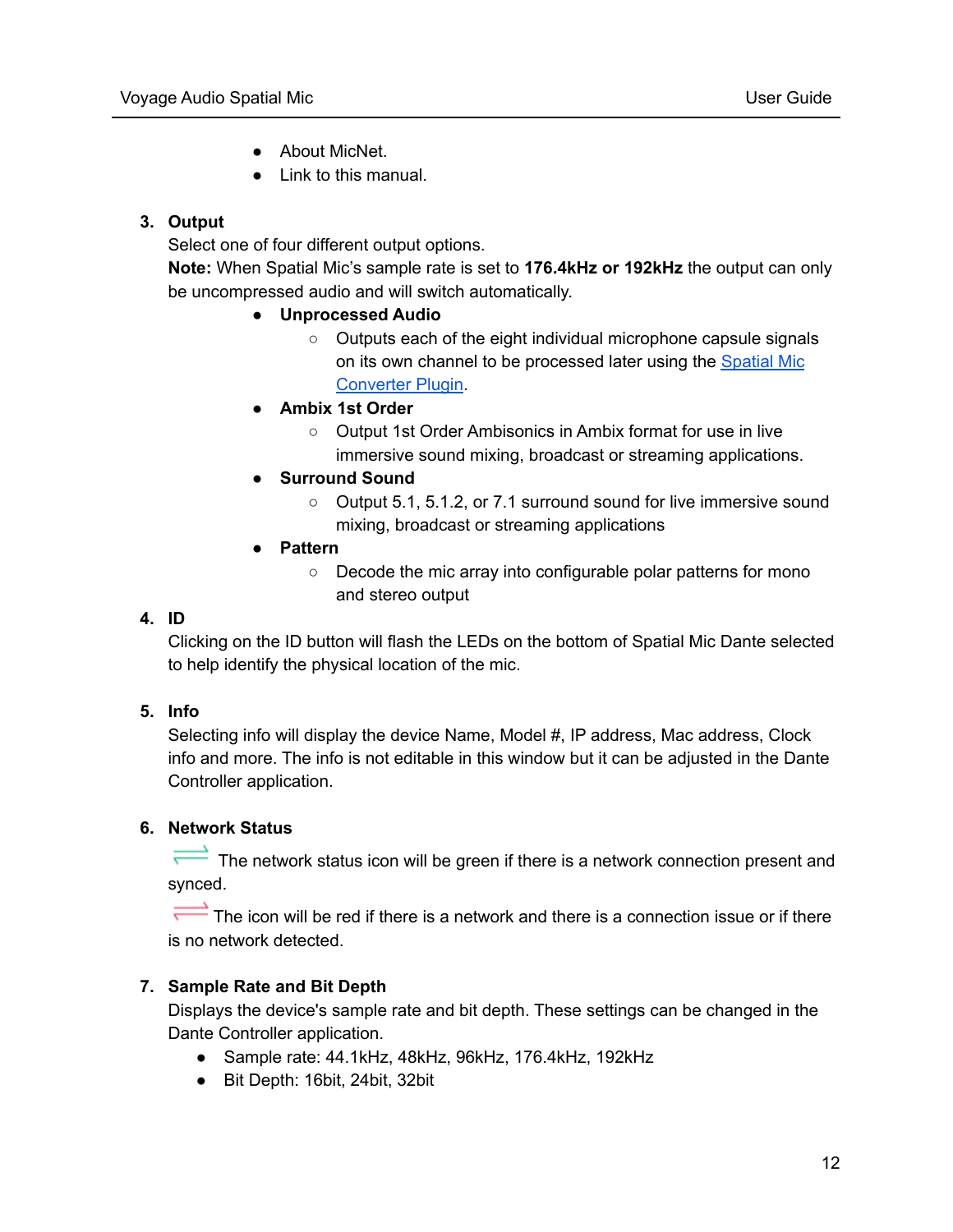- About MicNet.
- Link to this manual.

3. **Output**

   Select one of four different output options.

   **Note:** When Spatial Mic's sample rate is set to **176.4kHz or 192kHz** the output can only be uncompressed audio and will switch automatically.

   - **Unprocessed Audio**
     - Outputs each of the eight individual microphone capsule signals on its own channel to be processed later using the [Spatial Mic Converter Plugin](#).
   - **Ambix 1st Order**
     - Output 1st Order Ambisonics in Ambix format for use in live immersive sound mixing, broadcast or streaming applications.
   - **Surround Sound**
     - Output 5.1, 5.1.2, or 7.1 surround sound for live immersive sound mixing, broadcast or streaming applications
   - **Pattern**
     - Decode the mic array into configurable polar patterns for mono and stereo output

4. **ID**

   Clicking on the ID button will flash the LEDs on the bottom of Spatial Mic Dante selected to help identify the physical location of the mic.

5. **Info**

   Selecting info will display the device Name, Model #, IP address, Mac address, Clock info and more. The info is not editable in this window but it can be adjusted in the Dante Controller application.

6. **Network Status**

   The network status icon will be green if there is a network connection present and synced.

   The icon will be red if there is a network and there is a connection issue or if there is no network detected.

7. **Sample Rate and Bit Depth**

   Displays the device's sample rate and bit depth. These settings can be changed in the Dante Controller application.

   - Sample rate: 44.1kHz, 48kHz, 96kHz, 176.4kHz, 192kHz
   - Bit Depth: 16bit, 24bit, 32bit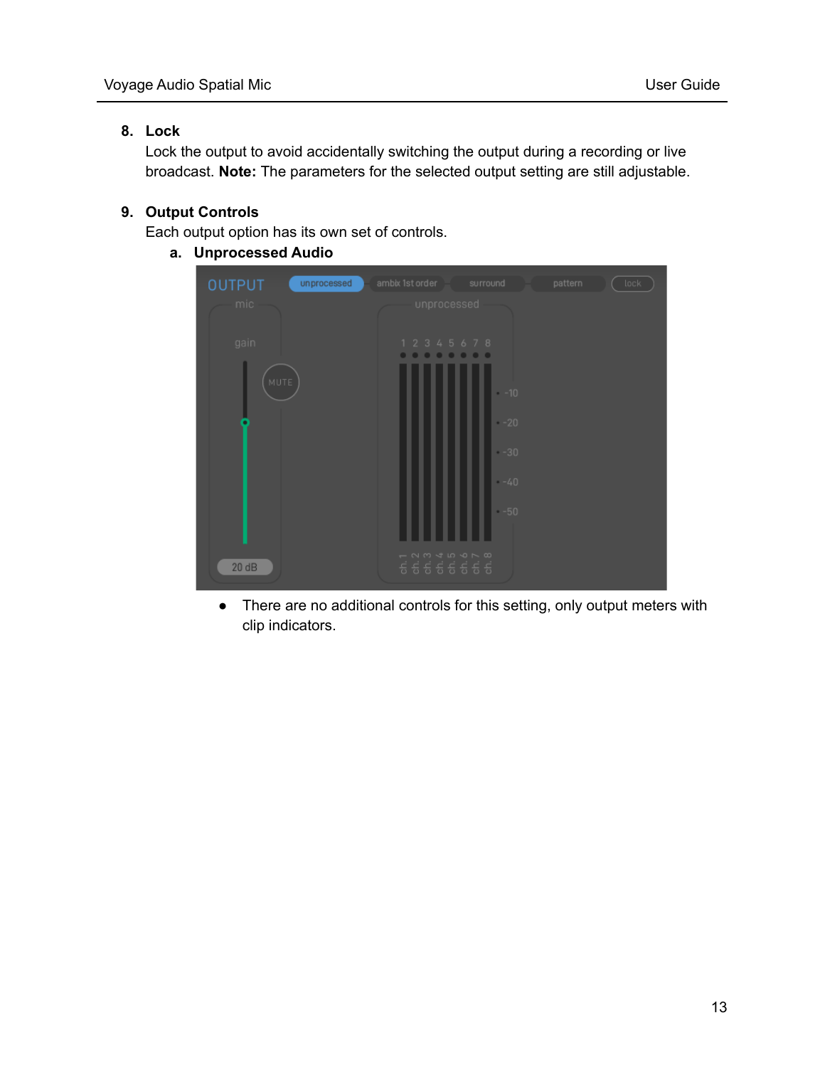8. **Lock**

   Lock the output to avoid accidentally switching the output during a recording or live broadcast. **Note:** The parameters for the selected output setting are still adjustable.

9. **Output Controls**

   Each output option has its own set of controls.

   a. **Unprocessed Audio**

      - There are no additional controls for this setting, only output meters with clip indicators.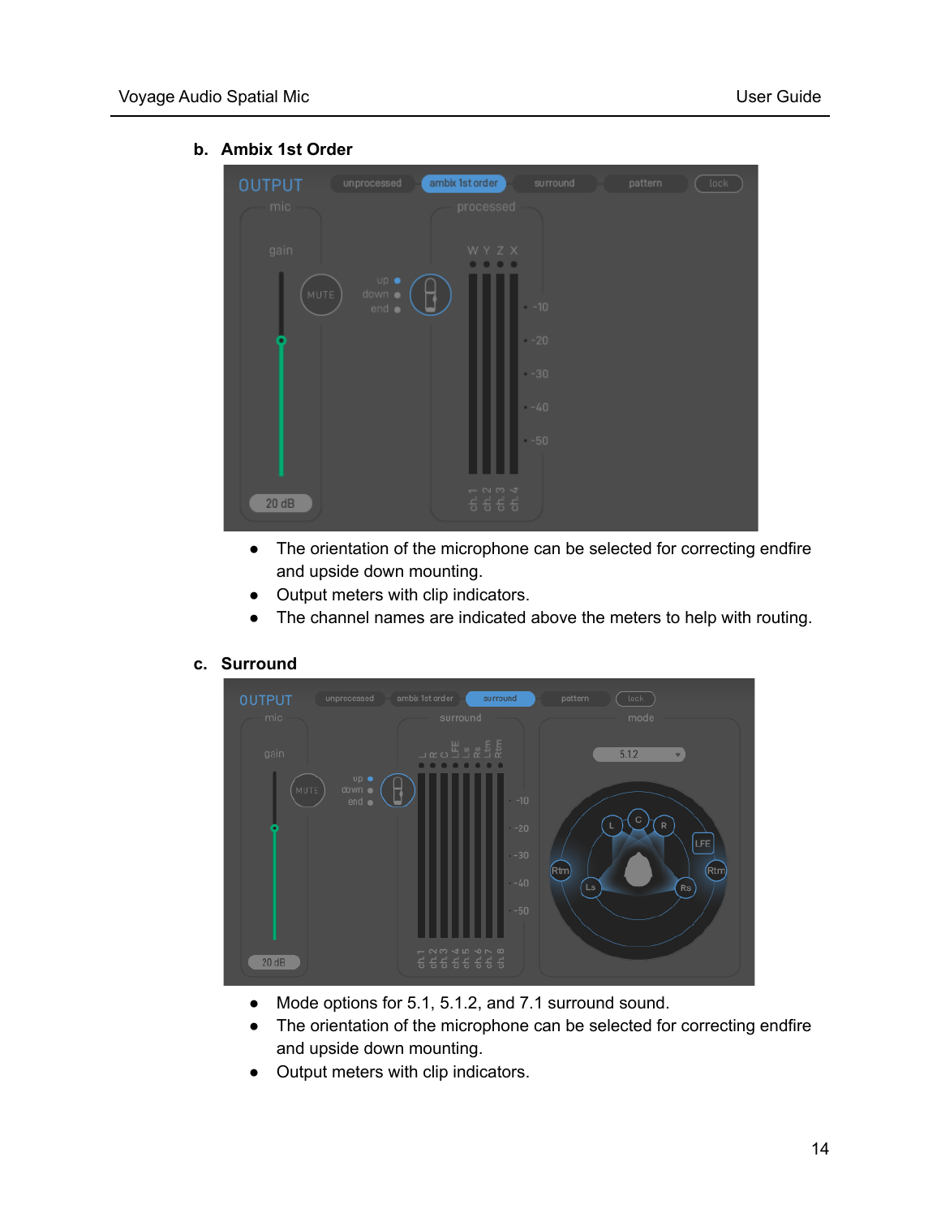### b. Ambix 1st Order

- The orientation of the microphone can be selected for correcting endfire and upside down mounting.
- Output meters with clip indicators.
- The channel names are indicated above the meters to help with routing.

### c. Surround

- Mode options for 5.1, 5.1.2, and 7.1 surround sound.
- The orientation of the microphone can be selected for correcting endfire and upside down mounting.
- Output meters with clip indicators.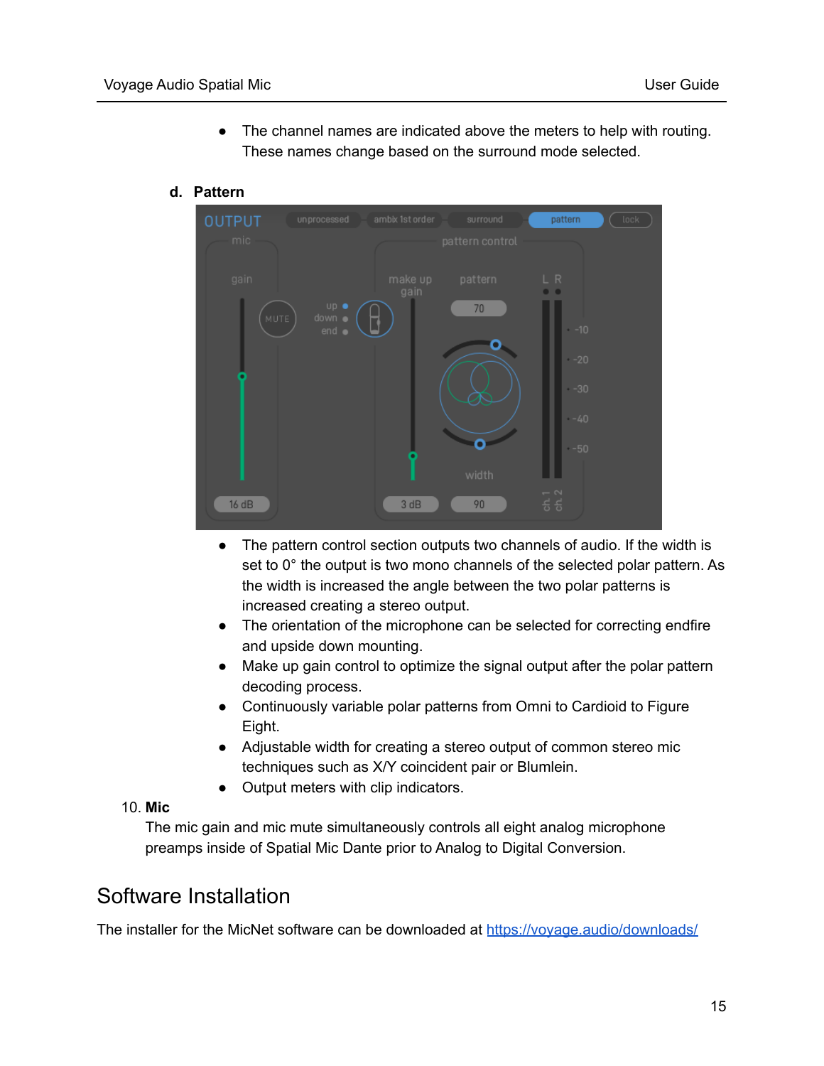- The channel names are indicated above the meters to help with routing. These names change based on the surround mode selected.

**d. Pattern**

- The pattern control section outputs two channels of audio. If the width is set to 0° the output is two mono channels of the selected polar pattern. As the width is increased the angle between the two polar patterns is increased creating a stereo output.
- The orientation of the microphone can be selected for correcting endfire and upside down mounting.
- Make up gain control to optimize the signal output after the polar pattern decoding process.
- Continuously variable polar patterns from Omni to Cardioid to Figure Eight.
- Adjustable width for creating a stereo output of common stereo mic techniques such as X/Y coincident pair or Blumlein.
- Output meters with clip indicators.

10. **Mic**

The mic gain and mic mute simultaneously controls all eight analog microphone preamps inside of Spatial Mic Dante prior to Analog to Digital Conversion.

# Software Installation

The installer for the MicNet software can be downloaded at https://voyage.audio/downloads/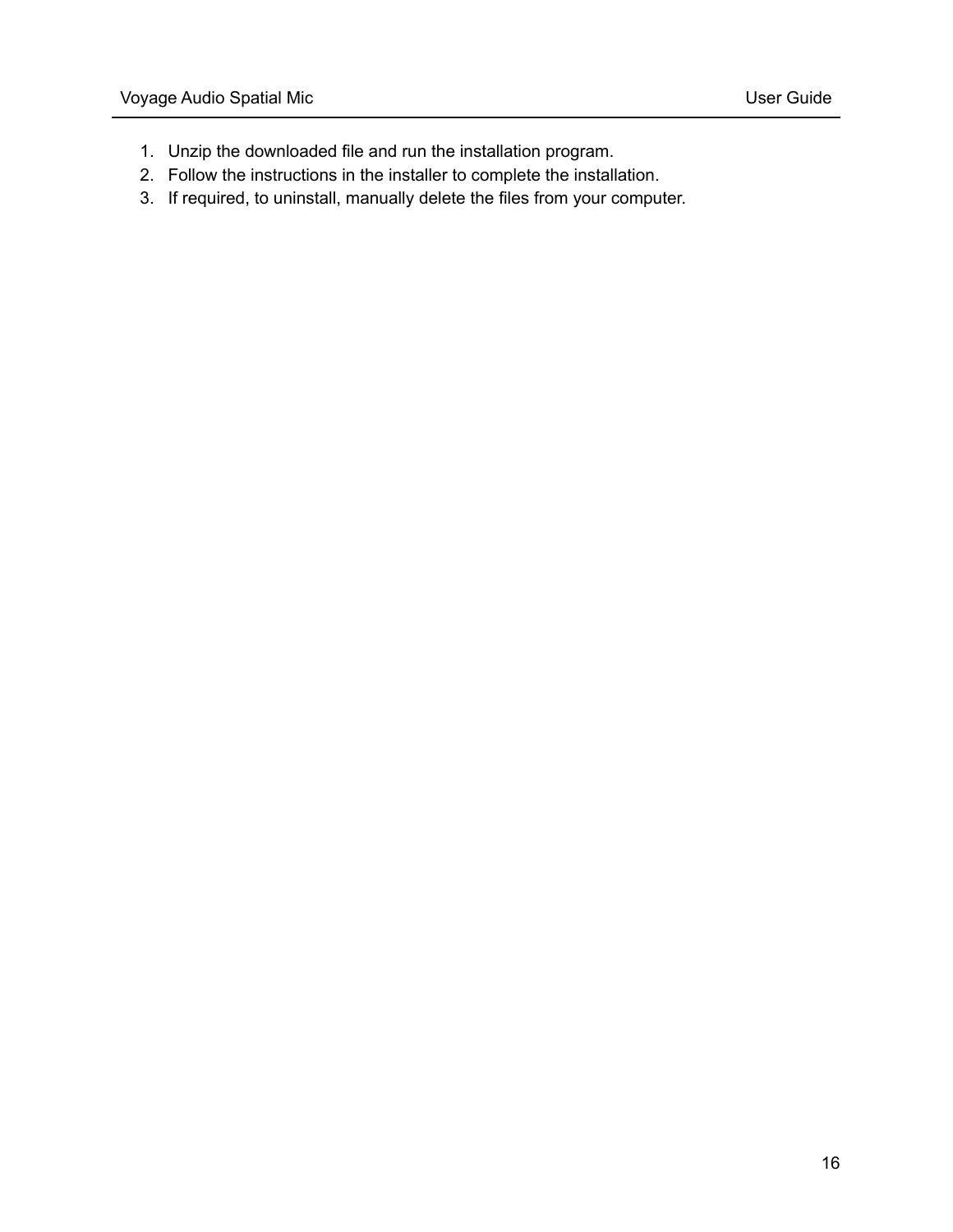1. Unzip the downloaded file and run the installation program.
2. Follow the instructions in the installer to complete the installation.
3. If required, to uninstall, manually delete the files from your computer.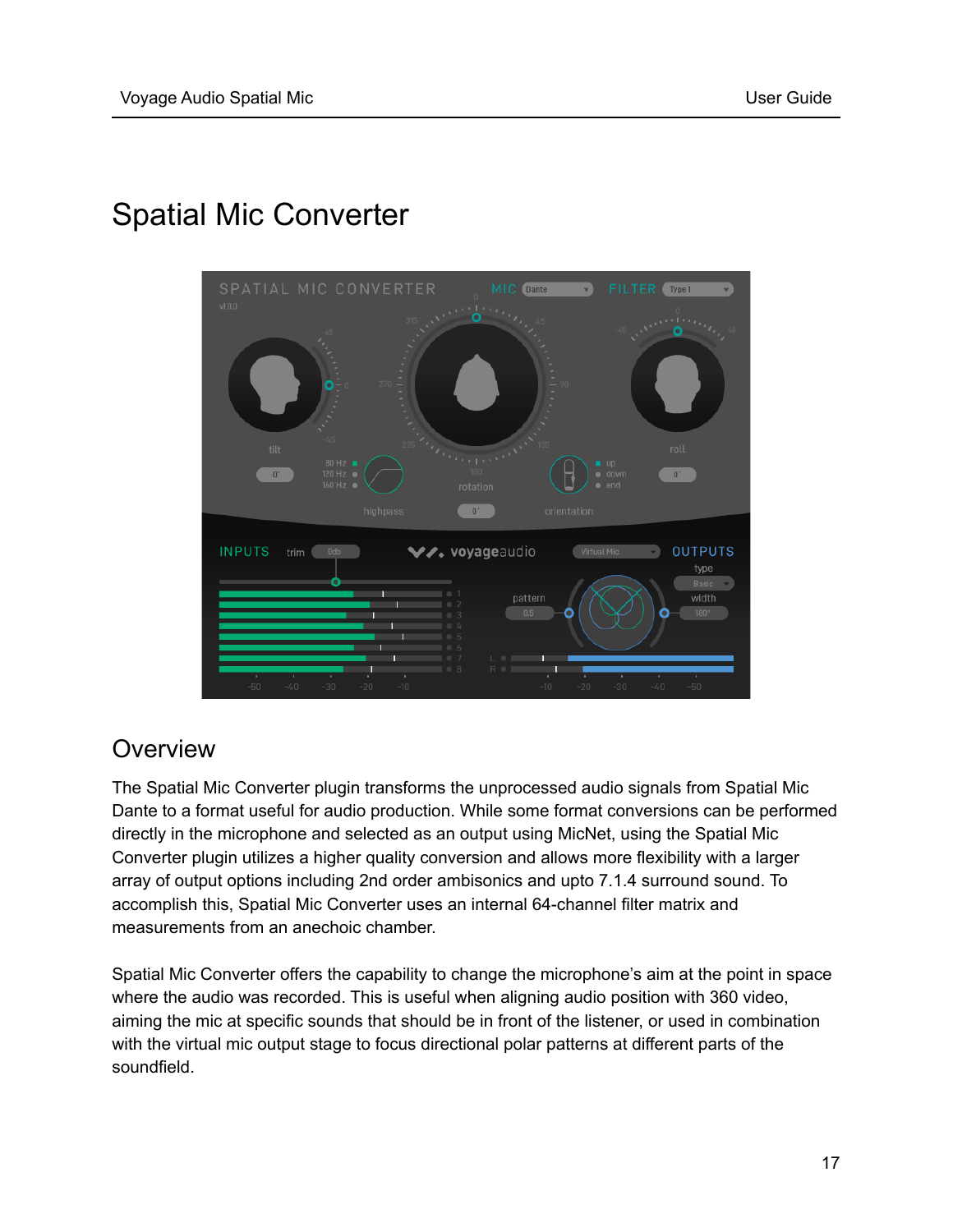# Spatial Mic Converter

## Overview

The Spatial Mic Converter plugin transforms the unprocessed audio signals from Spatial Mic Dante to a format useful for audio production. While some format conversions can be performed directly in the microphone and selected as an output using MicNet, using the Spatial Mic Converter plugin utilizes a higher quality conversion and allows more flexibility with a larger array of output options including 2nd order ambisonics and upto 7.1.4 surround sound. To accomplish this, Spatial Mic Converter uses an internal 64-channel filter matrix and measurements from an anechoic chamber.

Spatial Mic Converter offers the capability to change the microphone's aim at the point in space where the audio was recorded. This is useful when aligning audio position with 360 video, aiming the mic at specific sounds that should be in front of the listener, or used in combination with the virtual mic output stage to focus directional polar patterns at different parts of the soundfield.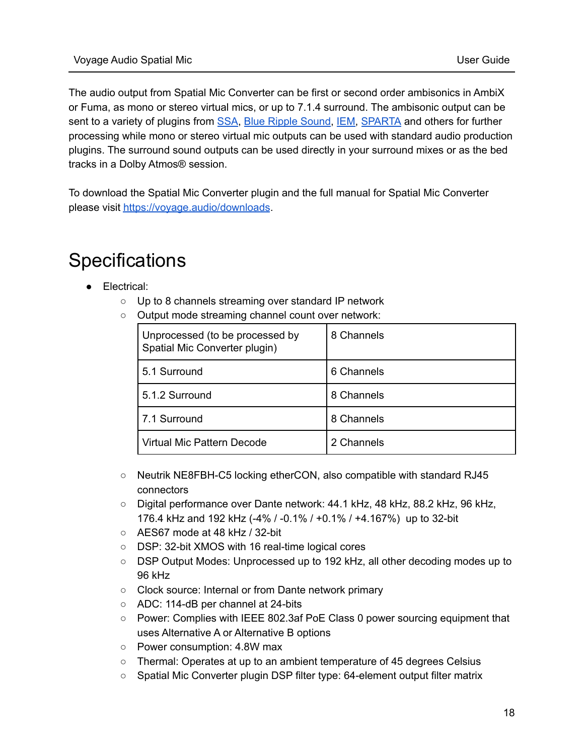The audio output from Spatial Mic Converter can be first or second order ambisonics in AmbiX or Fuma, as mono or stereo virtual mics, or up to 7.1.4 surround. The ambisonic output can be sent to a variety of plugins from SSA, Blue Ripple Sound, IEM, SPARTA and others for further processing while mono or stereo virtual mic outputs can be used with standard audio production plugins. The surround sound outputs can be used directly in your surround mixes or as the bed tracks in a Dolby Atmos® session.

To download the Spatial Mic Converter plugin and the full manual for Spatial Mic Converter please visit https://voyage.audio/downloads.

# Specifications

- Electrical:
  - Up to 8 channels streaming over standard IP network
  - Output mode streaming channel count over network:

| Output mode | Channel count |
| --- | --- |
| Unprocessed (to be processed by Spatial Mic Converter plugin) | 8 Channels |
| 5.1 Surround | 6 Channels |
| 5.1.2 Surround | 8 Channels |
| 7.1 Surround | 8 Channels |
| Virtual Mic Pattern Decode | 2 Channels |

  - Neutrik NE8FBH-C5 locking etherCON, also compatible with standard RJ45 connectors
  - Digital performance over Dante network: 44.1 kHz, 48 kHz, 88.2 kHz, 96 kHz, 176.4 kHz and 192 kHz (-4% / -0.1% / +0.1% / +4.167%) up to 32-bit
  - AES67 mode at 48 kHz / 32-bit
  - DSP: 32-bit XMOS with 16 real-time logical cores
  - DSP Output Modes: Unprocessed up to 192 kHz, all other decoding modes up to 96 kHz
  - Clock source: Internal or from Dante network primary
  - ADC: 114-dB per channel at 24-bits
  - Power: Complies with IEEE 802.3af PoE Class 0 power sourcing equipment that uses Alternative A or Alternative B options
  - Power consumption: 4.8W max
  - Thermal: Operates at up to an ambient temperature of 45 degrees Celsius
  - Spatial Mic Converter plugin DSP filter type: 64-element output filter matrix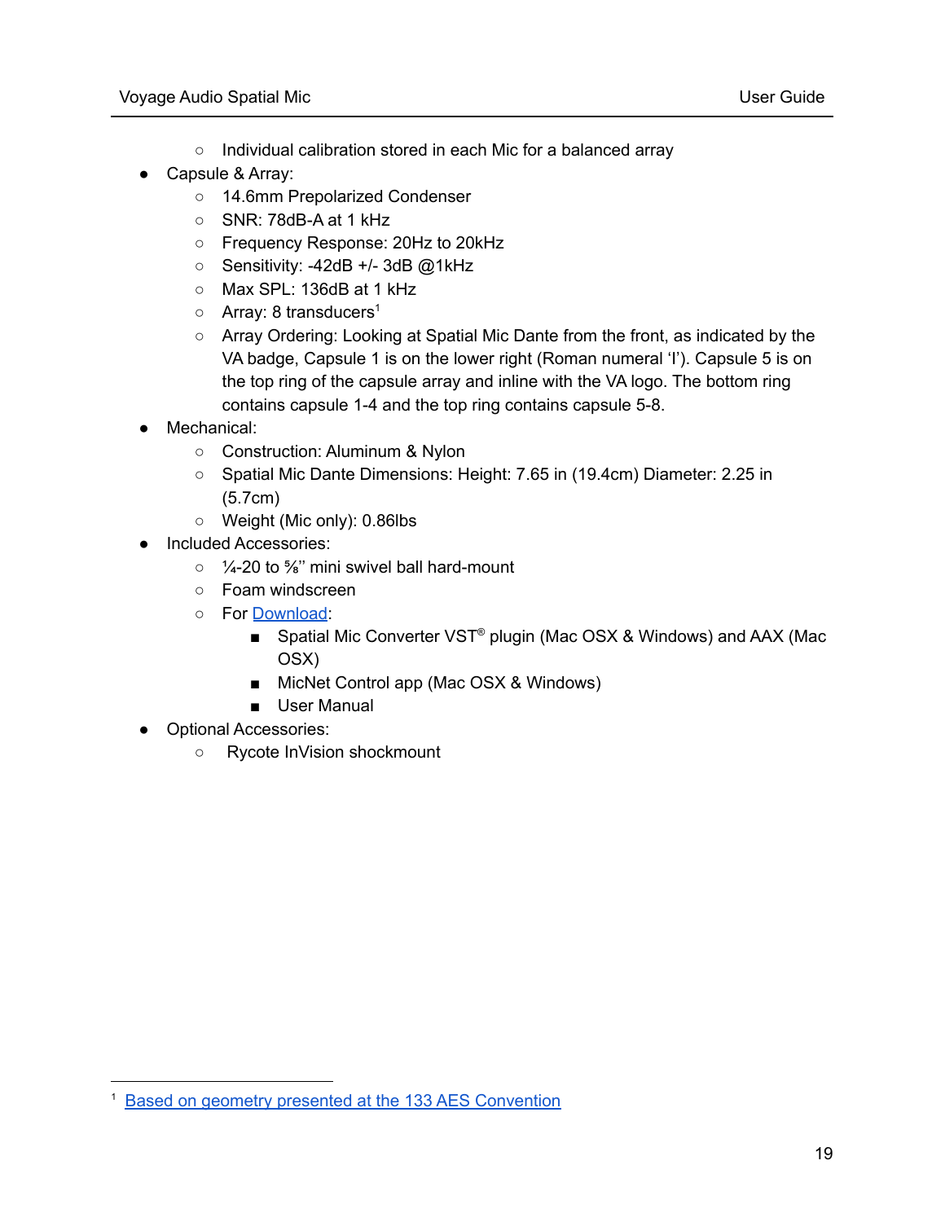- Individual calibration stored in each Mic for a balanced array
- Capsule & Array:
    - 14.6mm Prepolarized Condenser
    - SNR: 78dB-A at 1 kHz
    - Frequency Response: 20Hz to 20kHz
    - Sensitivity: -42dB +/- 3dB @1kHz
    - Max SPL: 136dB at 1 kHz
    - Array: 8 transducers[1]
    - Array Ordering: Looking at Spatial Mic Dante from the front, as indicated by the VA badge, Capsule 1 is on the lower right (Roman numeral 'I'). Capsule 5 is on the top ring of the capsule array and inline with the VA logo. The bottom ring contains capsule 1-4 and the top ring contains capsule 5-8.
- Mechanical:
    - Construction: Aluminum & Nylon
    - Spatial Mic Dante Dimensions: Height: 7.65 in (19.4cm) Diameter: 2.25 in (5.7cm)
    - Weight (Mic only): 0.86lbs
- Included Accessories:
    - ¼-20 to ⅝" mini swivel ball hard-mount
    - Foam windscreen
    - For Download:
        - Spatial Mic Converter VST® plugin (Mac OSX & Windows) and AAX (Mac OSX)
        - MicNet Control app (Mac OSX & Windows)
        - User Manual
- Optional Accessories:
    - Rycote InVision shockmount

---

[1] Based on geometry presented at the 133 AES Convention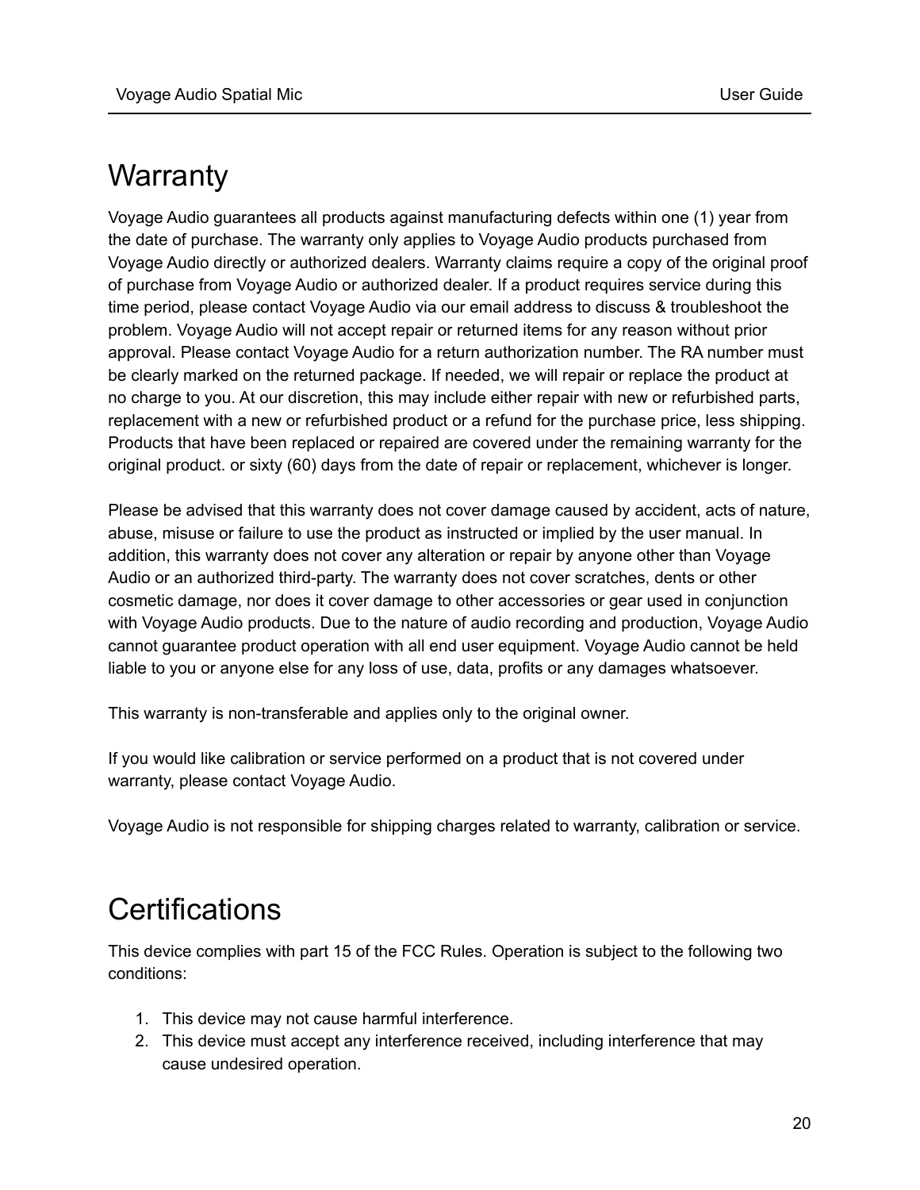# Warranty

Voyage Audio guarantees all products against manufacturing defects within one (1) year from the date of purchase. The warranty only applies to Voyage Audio products purchased from Voyage Audio directly or authorized dealers. Warranty claims require a copy of the original proof of purchase from Voyage Audio or authorized dealer. If a product requires service during this time period, please contact Voyage Audio via our email address to discuss & troubleshoot the problem. Voyage Audio will not accept repair or returned items for any reason without prior approval. Please contact Voyage Audio for a return authorization number. The RA number must be clearly marked on the returned package. If needed, we will repair or replace the product at no charge to you. At our discretion, this may include either repair with new or refurbished parts, replacement with a new or refurbished product or a refund for the purchase price, less shipping. Products that have been replaced or repaired are covered under the remaining warranty for the original product. or sixty (60) days from the date of repair or replacement, whichever is longer.

Please be advised that this warranty does not cover damage caused by accident, acts of nature, abuse, misuse or failure to use the product as instructed or implied by the user manual. In addition, this warranty does not cover any alteration or repair by anyone other than Voyage Audio or an authorized third-party. The warranty does not cover scratches, dents or other cosmetic damage, nor does it cover damage to other accessories or gear used in conjunction with Voyage Audio products. Due to the nature of audio recording and production, Voyage Audio cannot guarantee product operation with all end user equipment. Voyage Audio cannot be held liable to you or anyone else for any loss of use, data, profits or any damages whatsoever.

This warranty is non-transferable and applies only to the original owner.

If you would like calibration or service performed on a product that is not covered under warranty, please contact Voyage Audio.

Voyage Audio is not responsible for shipping charges related to warranty, calibration or service.

# Certifications

This device complies with part 15 of the FCC Rules. Operation is subject to the following two conditions:

1. This device may not cause harmful interference.
2. This device must accept any interference received, including interference that may cause undesired operation.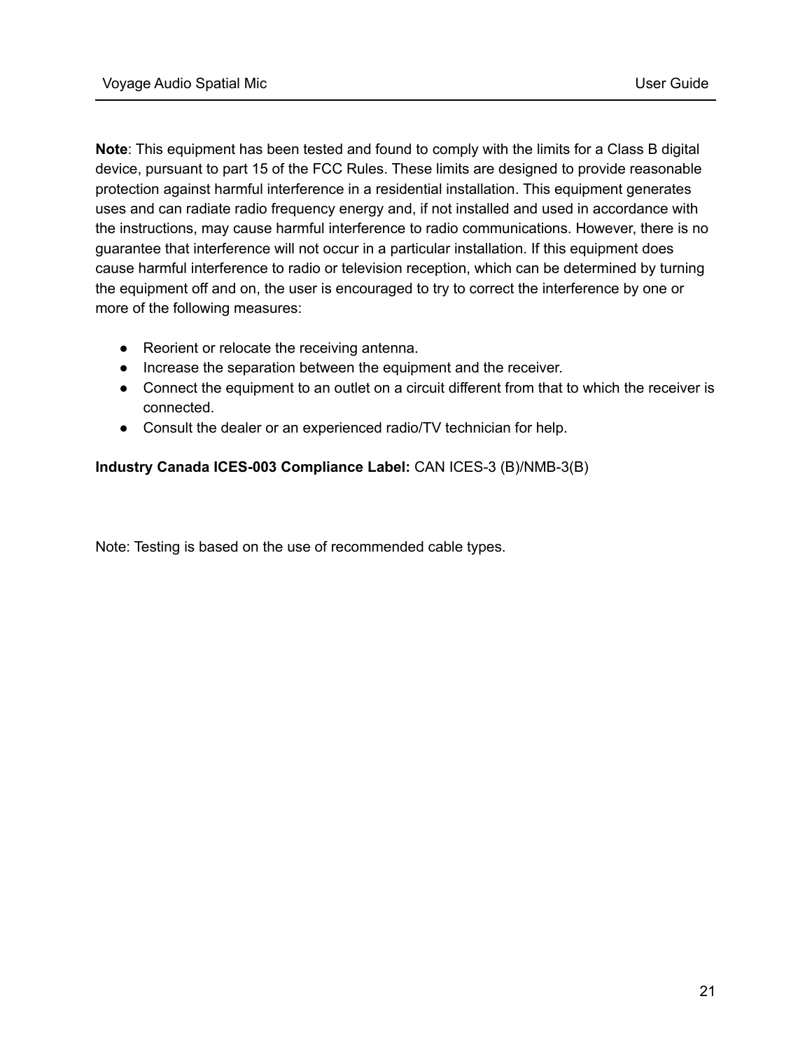**Note**: This equipment has been tested and found to comply with the limits for a Class B digital device, pursuant to part 15 of the FCC Rules. These limits are designed to provide reasonable protection against harmful interference in a residential installation. This equipment generates uses and can radiate radio frequency energy and, if not installed and used in accordance with the instructions, may cause harmful interference to radio communications. However, there is no guarantee that interference will not occur in a particular installation. If this equipment does cause harmful interference to radio or television reception, which can be determined by turning the equipment off and on, the user is encouraged to try to correct the interference by one or more of the following measures:

- Reorient or relocate the receiving antenna.
- Increase the separation between the equipment and the receiver.
- Connect the equipment to an outlet on a circuit different from that to which the receiver is connected.
- Consult the dealer or an experienced radio/TV technician for help.

**Industry Canada ICES-003 Compliance Label:** CAN ICES-3 (B)/NMB-3(B)

Note: Testing is based on the use of recommended cable types.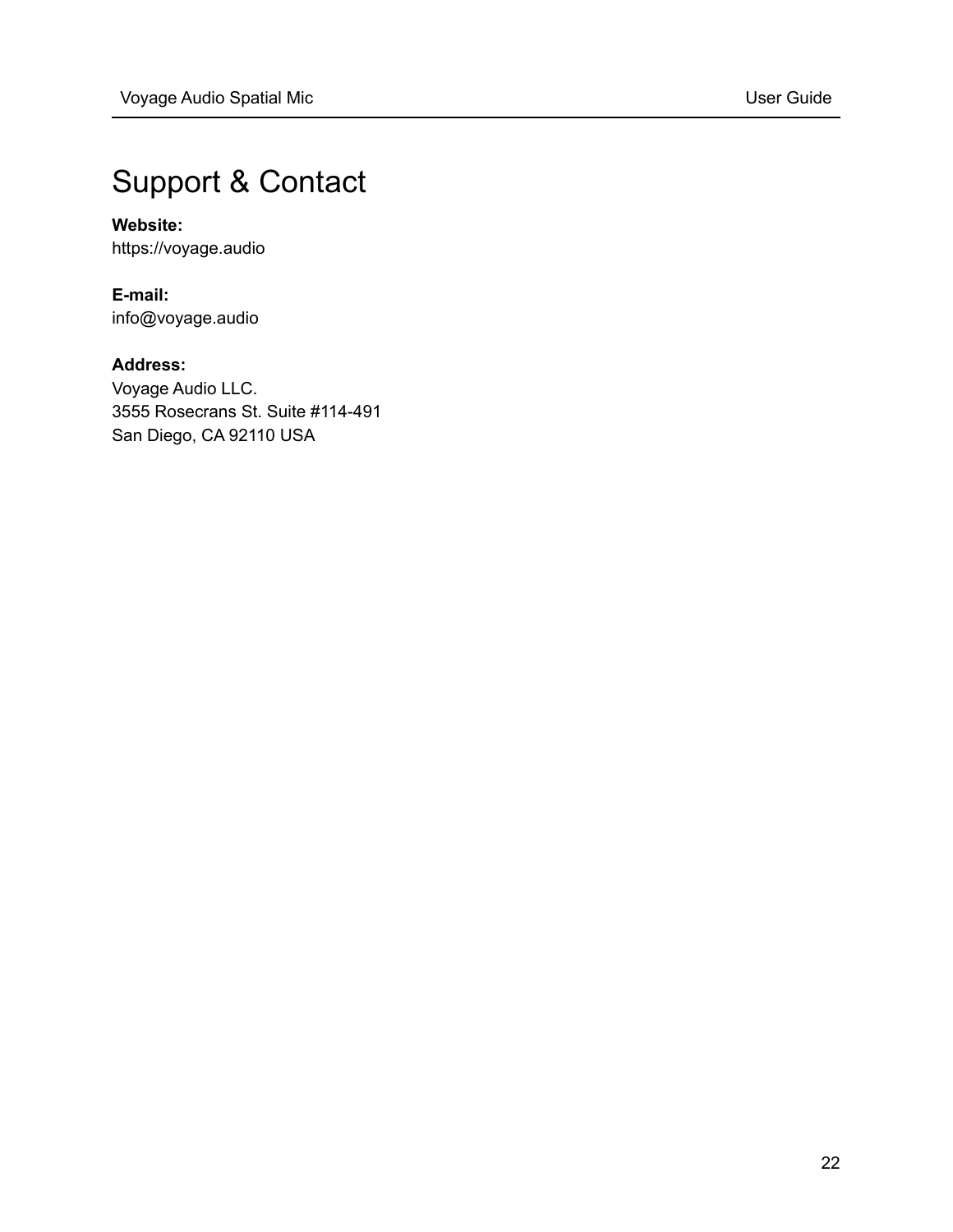# Support & Contact

**Website:**
https://voyage.audio

**E-mail:**
info@voyage.audio

**Address:**
Voyage Audio LLC.
3555 Rosecrans St. Suite #114-491
San Diego, CA 92110 USA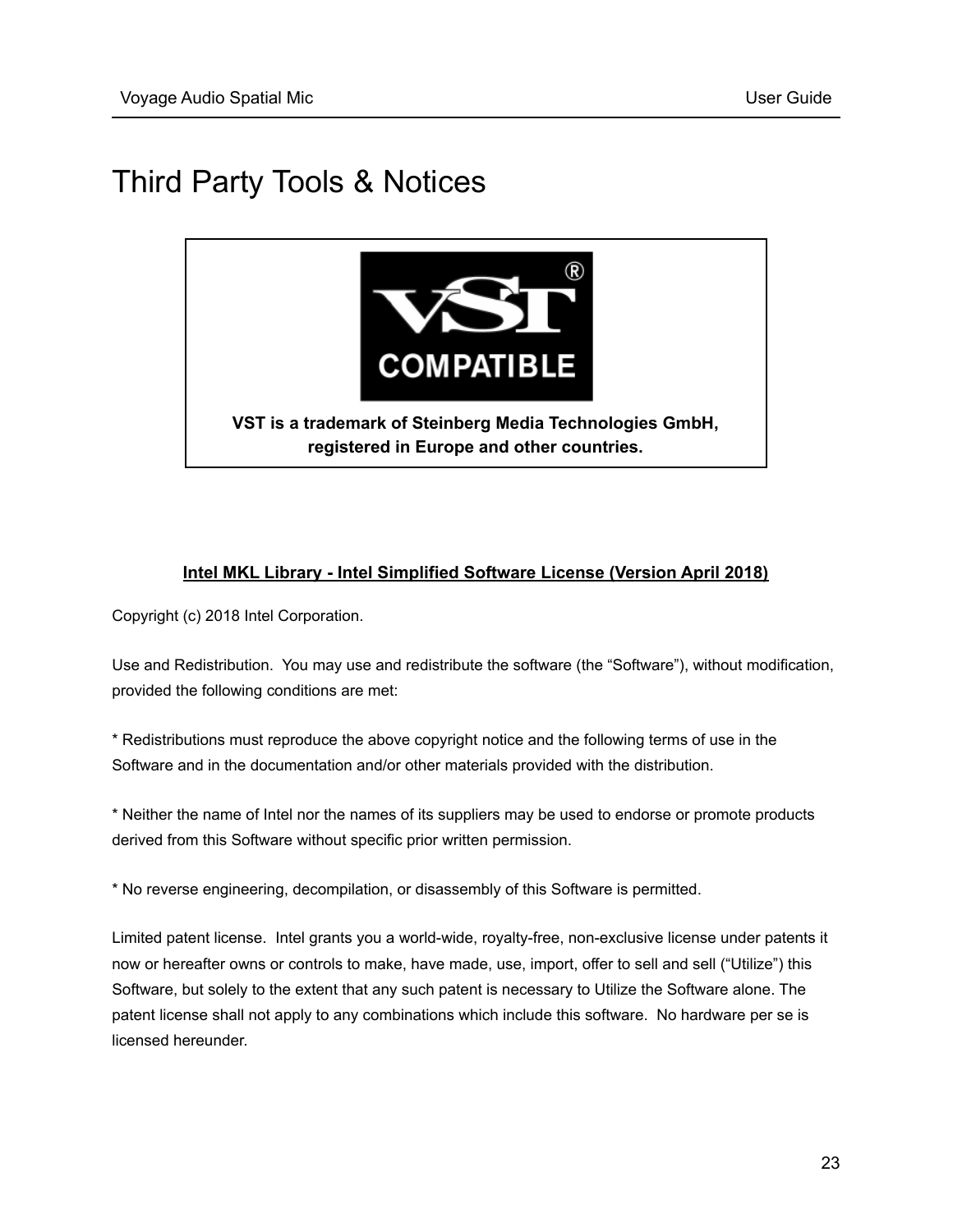# Third Party Tools & Notices

**VST is a trademark of Steinberg Media Technologies GmbH, registered in Europe and other countries.**

**Intel MKL Library - Intel Simplified Software License (Version April 2018)**

Copyright (c) 2018 Intel Corporation.

Use and Redistribution. You may use and redistribute the software (the "Software"), without modification, provided the following conditions are met:

* Redistributions must reproduce the above copyright notice and the following terms of use in the Software and in the documentation and/or other materials provided with the distribution.

* Neither the name of Intel nor the names of its suppliers may be used to endorse or promote products derived from this Software without specific prior written permission.

* No reverse engineering, decompilation, or disassembly of this Software is permitted.

Limited patent license. Intel grants you a world-wide, royalty-free, non-exclusive license under patents it now or hereafter owns or controls to make, have made, use, import, offer to sell and sell ("Utilize") this Software, but solely to the extent that any such patent is necessary to Utilize the Software alone. The patent license shall not apply to any combinations which include this software. No hardware per se is licensed hereunder.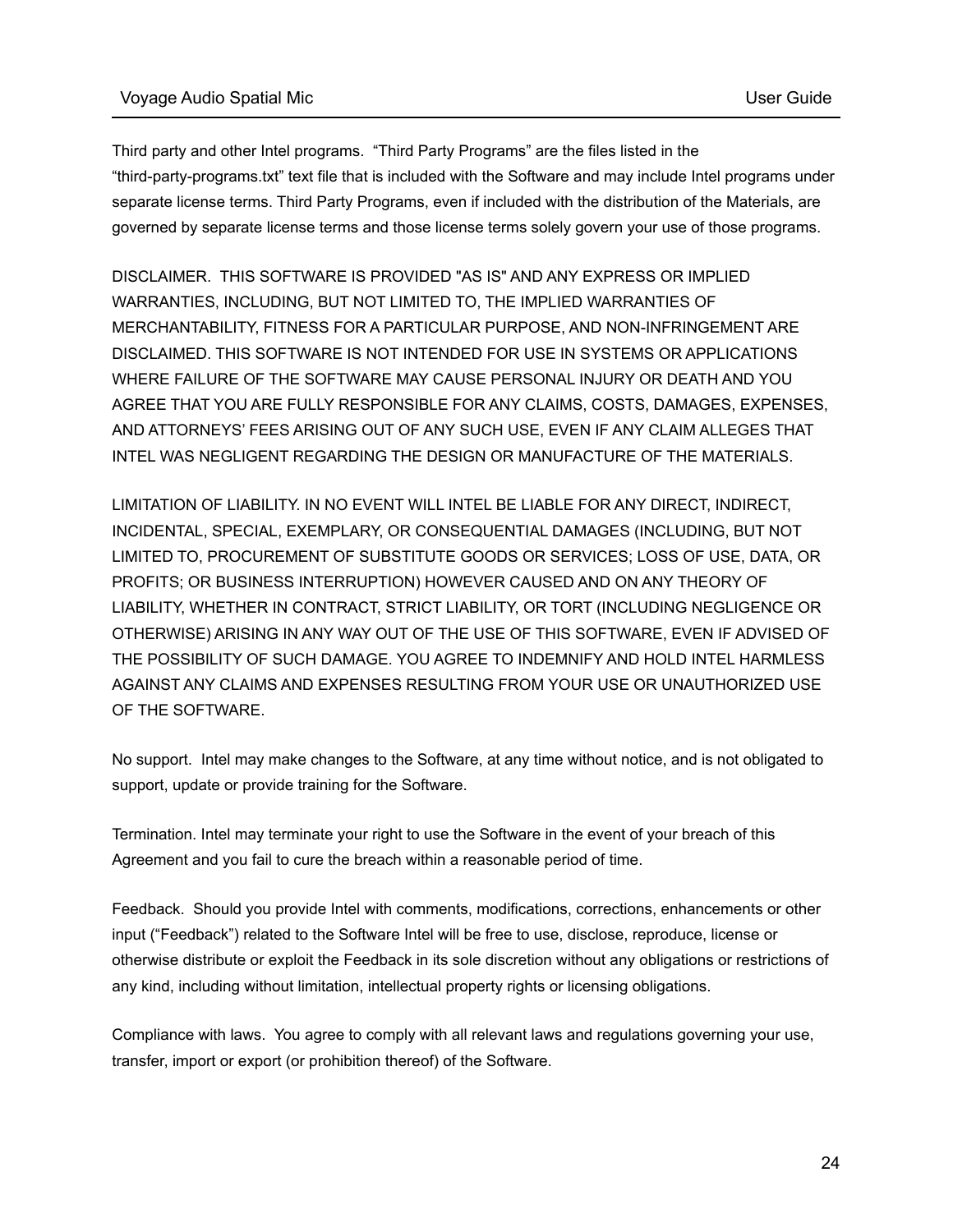Third party and other Intel programs.  “Third Party Programs” are the files listed in the “third-party-programs.txt” text file that is included with the Software and may include Intel programs under separate license terms. Third Party Programs, even if included with the distribution of the Materials, are governed by separate license terms and those license terms solely govern your use of those programs.

DISCLAIMER.  THIS SOFTWARE IS PROVIDED "AS IS" AND ANY EXPRESS OR IMPLIED WARRANTIES, INCLUDING, BUT NOT LIMITED TO, THE IMPLIED WARRANTIES OF MERCHANTABILITY, FITNESS FOR A PARTICULAR PURPOSE, AND NON-INFRINGEMENT ARE DISCLAIMED. THIS SOFTWARE IS NOT INTENDED FOR USE IN SYSTEMS OR APPLICATIONS WHERE FAILURE OF THE SOFTWARE MAY CAUSE PERSONAL INJURY OR DEATH AND YOU AGREE THAT YOU ARE FULLY RESPONSIBLE FOR ANY CLAIMS, COSTS, DAMAGES, EXPENSES, AND ATTORNEYS’ FEES ARISING OUT OF ANY SUCH USE, EVEN IF ANY CLAIM ALLEGES THAT INTEL WAS NEGLIGENT REGARDING THE DESIGN OR MANUFACTURE OF THE MATERIALS.

LIMITATION OF LIABILITY. IN NO EVENT WILL INTEL BE LIABLE FOR ANY DIRECT, INDIRECT, INCIDENTAL, SPECIAL, EXEMPLARY, OR CONSEQUENTIAL DAMAGES (INCLUDING, BUT NOT LIMITED TO, PROCUREMENT OF SUBSTITUTE GOODS OR SERVICES; LOSS OF USE, DATA, OR PROFITS; OR BUSINESS INTERRUPTION) HOWEVER CAUSED AND ON ANY THEORY OF LIABILITY, WHETHER IN CONTRACT, STRICT LIABILITY, OR TORT (INCLUDING NEGLIGENCE OR OTHERWISE) ARISING IN ANY WAY OUT OF THE USE OF THIS SOFTWARE, EVEN IF ADVISED OF THE POSSIBILITY OF SUCH DAMAGE. YOU AGREE TO INDEMNIFY AND HOLD INTEL HARMLESS AGAINST ANY CLAIMS AND EXPENSES RESULTING FROM YOUR USE OR UNAUTHORIZED USE OF THE SOFTWARE.

No support.  Intel may make changes to the Software, at any time without notice, and is not obligated to support, update or provide training for the Software.

Termination. Intel may terminate your right to use the Software in the event of your breach of this Agreement and you fail to cure the breach within a reasonable period of time.

Feedback.  Should you provide Intel with comments, modifications, corrections, enhancements or other input (“Feedback”) related to the Software Intel will be free to use, disclose, reproduce, license or otherwise distribute or exploit the Feedback in its sole discretion without any obligations or restrictions of any kind, including without limitation, intellectual property rights or licensing obligations.

Compliance with laws.  You agree to comply with all relevant laws and regulations governing your use, transfer, import or export (or prohibition thereof) of the Software.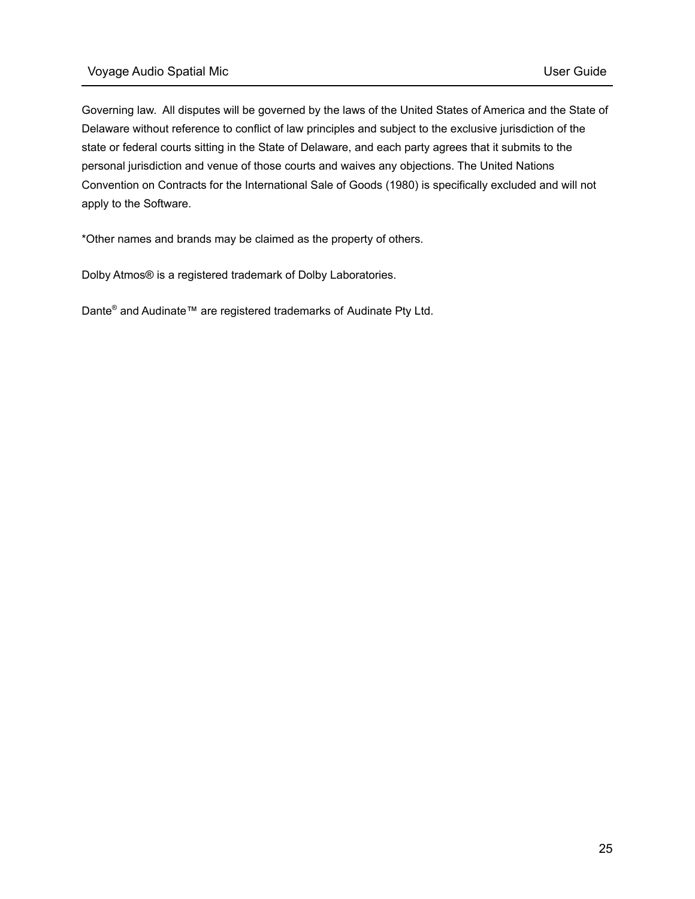Governing law. All disputes will be governed by the laws of the United States of America and the State of Delaware without reference to conflict of law principles and subject to the exclusive jurisdiction of the state or federal courts sitting in the State of Delaware, and each party agrees that it submits to the personal jurisdiction and venue of those courts and waives any objections. The United Nations Convention on Contracts for the International Sale of Goods (1980) is specifically excluded and will not apply to the Software.

*Other names and brands may be claimed as the property of others.

Dolby Atmos® is a registered trademark of Dolby Laboratories.

Dante® and Audinate™ are registered trademarks of Audinate Pty Ltd.